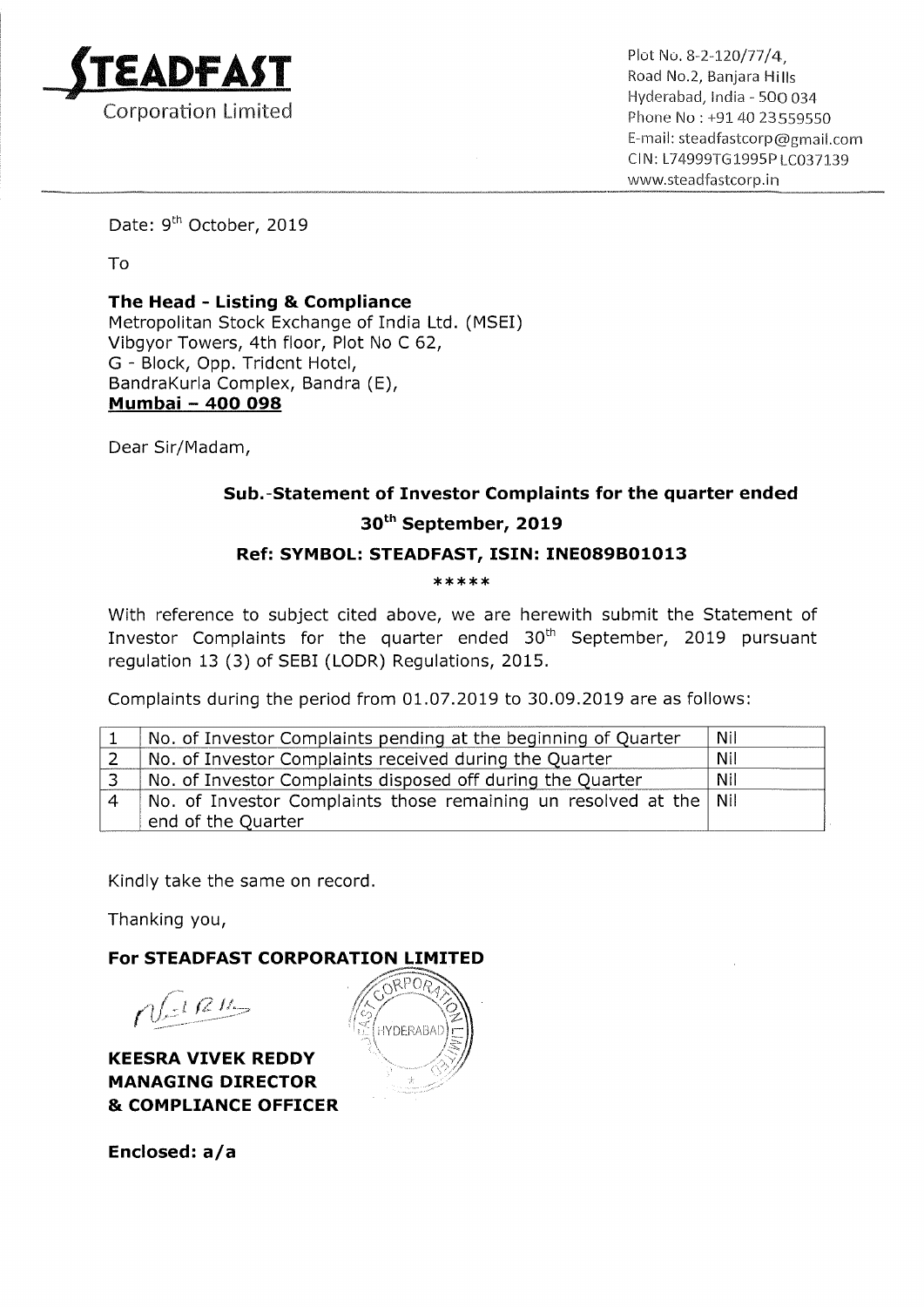**STEADFAST**
Corporation Limited

Plot No. 8-2-120/77/4,
Road No.2, Banjara Hills
Hyderabad, India - 500 034
Phone No : +91 40 23559550
E-mail: steadfastcorp@gmail.com
CIN: L74999TG1995PLC037139
www.steadfastcorp.in

Date: 9th October, 2019

To

**The Head - Listing & Compliance**
Metropolitan Stock Exchange of India Ltd. (MSEI)
Vibgyor Towers, 4th floor, Plot No C 62,
G - Block, Opp. Trident Hotel,
BandraKurla Complex, Bandra (E),
**Mumbai – 400 098**

Dear Sir/Madam,

**Sub.-Statement of Investor Complaints for the quarter ended 30th September, 2019**

**Ref: SYMBOL: STEADFAST, ISIN: INE089B01013**

*****

With reference to subject cited above, we are herewith submit the Statement of Investor Complaints for the quarter ended 30th September, 2019 pursuant regulation 13 (3) of SEBI (LODR) Regulations, 2015.

Complaints during the period from 01.07.2019 to 30.09.2019 are as follows:

| | | |
|---|---|---|
| 1 | No. of Investor Complaints pending at the beginning of Quarter | Nil |
| 2 | No. of Investor Complaints received during the Quarter | Nil |
| 3 | No. of Investor Complaints disposed off during the Quarter | Nil |
| 4 | No. of Investor Complaints those remaining un resolved at the end of the Quarter | Nil |

Kindly take the same on record.

Thanking you,

**For STEADFAST CORPORATION LIMITED**

**KEESRA VIVEK REDDY**
**MANAGING DIRECTOR**
**& COMPLIANCE OFFICER**

**Enclosed: a/a**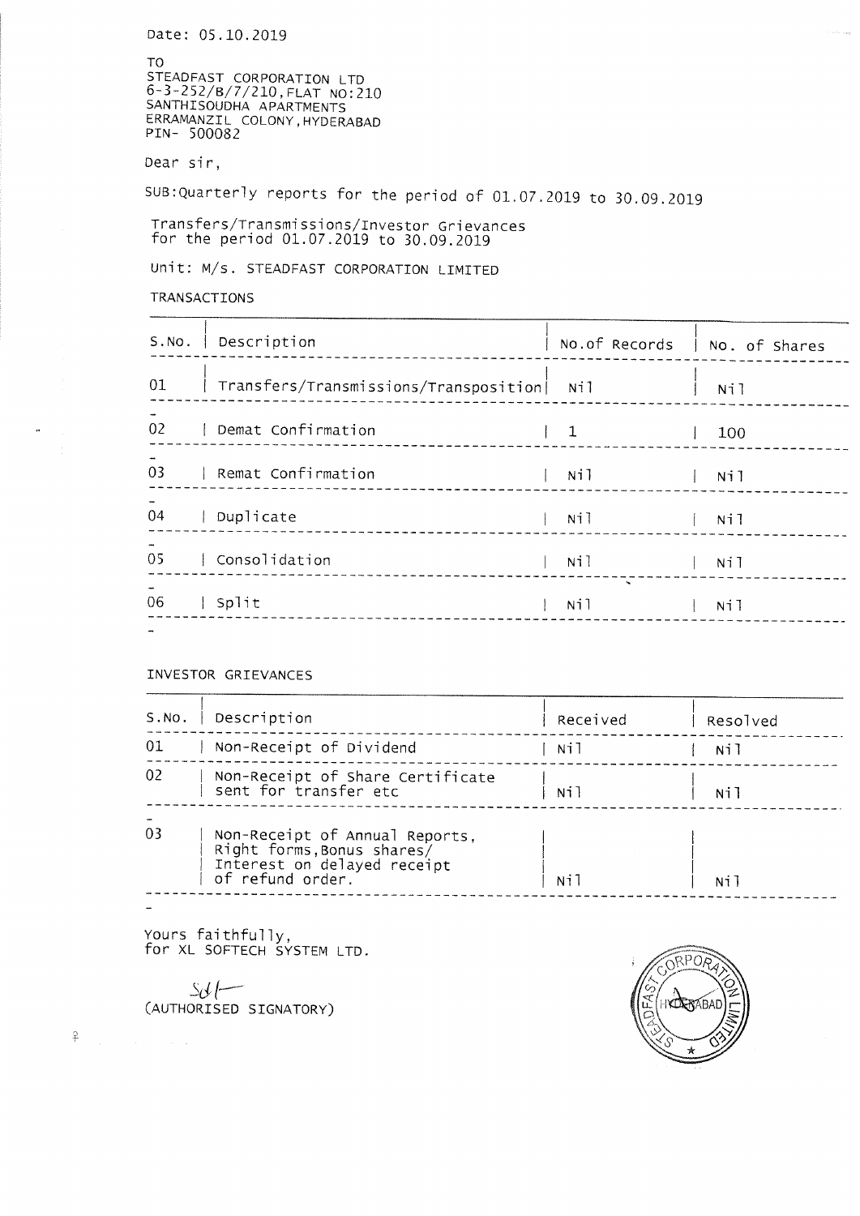Date: 05.10.2019

TO
STEADFAST CORPORATION LTD
6-3-252/B/7/210, FLAT NO:210
SANTHISOUDHA APARTMENTS
ERRAMANZIL COLONY, HYDERABAD
PIN- 500082

Dear sir,

SUB: Quarterly reports for the period of 01.07.2019 to 30.09.2019

Transfers/Transmissions/Investor Grievances
for the period 01.07.2019 to 30.09.2019

Unit: M/S. STEADFAST CORPORATION LIMITED

TRANSACTIONS

| S.No. | Description | No.of Records | No. of Shares |
|---|---|---|---|
| 01 | Transfers/Transmissions/Transposition | Nil | Nil |
| 02 | Demat Confirmation | 1 | 100 |
| 03 | Remat Confirmation | Nil | Nil |
| 04 | Duplicate | Nil | Nil |
| 05 | Consolidation | Nil | Nil |
| 06 | Split | Nil | Nil |

INVESTOR GRIEVANCES

| S.No. | Description | Received | Resolved |
|---|---|---|---|
| 01 | Non-Receipt of Dividend | Nil | Nil |
| 02 | Non-Receipt of Share Certificate sent for transfer etc | Nil | Nil |
| 03 | Non-Receipt of Annual Reports, Right forms, Bonus shares/ Interest on delayed receipt of refund order. | Nil | Nil |

Yours faithfully,
for XL SOFTECH SYSTEM LTD.

Sd/-
(AUTHORISED SIGNATORY)

STEADFAST CORPORATION LIMITED HYDERABAD